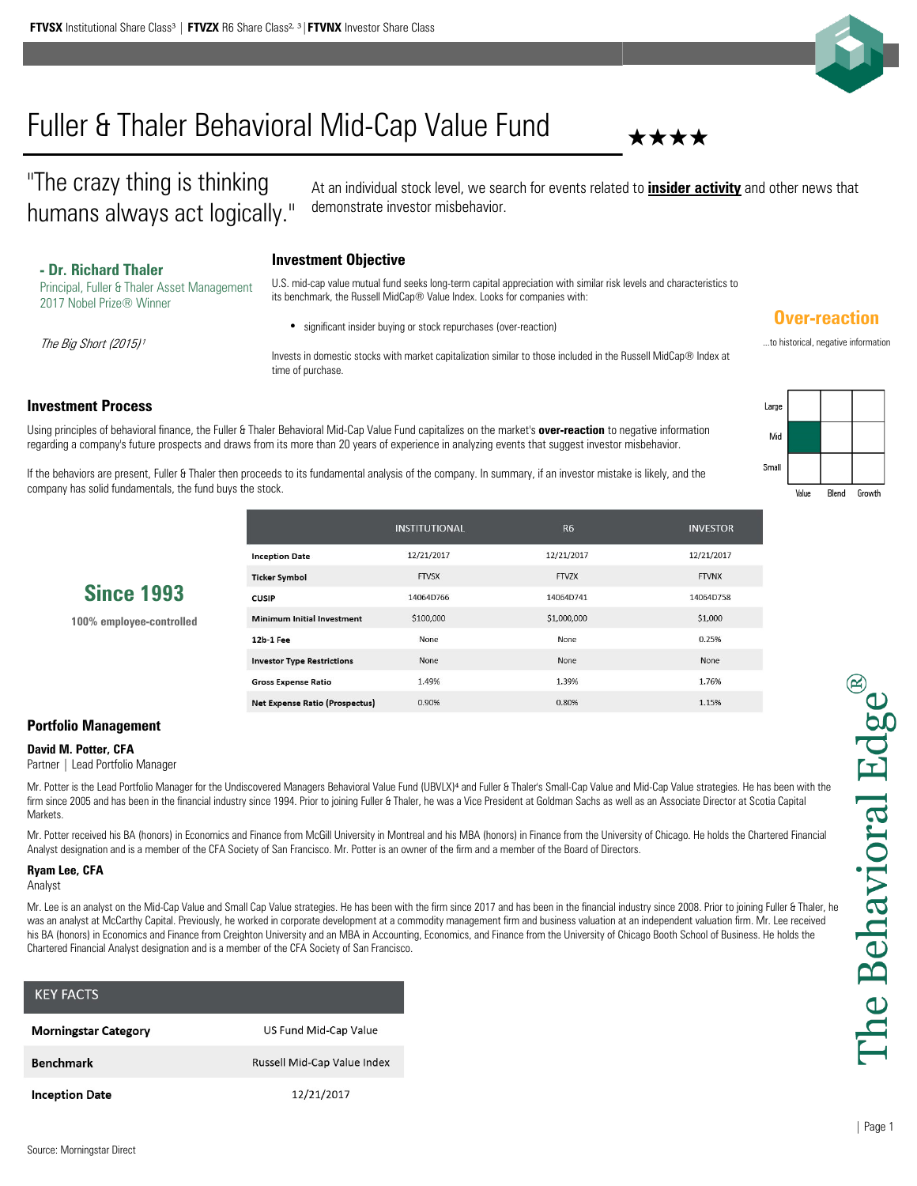**FTVSX** Institutional Share Class[3] | **FTVZX** R6 Share Class[2, 3] | **FTVNX** Investor Share Class

# Fuller & Thaler Behavioral Mid-Cap Value Fund ★★★★

"The crazy thing is thinking humans always act logically."

**- Dr. Richard Thaler**
Principal, Fuller & Thaler Asset Management
2017 Nobel Prize® Winner

*The Big Short (2015)*[1]

At an individual stock level, we search for events related to **insider activity** and other news that demonstrate investor misbehavior.

## Investment Objective

U.S. mid-cap value mutual fund seeks long-term capital appreciation with similar risk levels and characteristics to its benchmark, the Russell MidCap® Value Index. Looks for companies with:

- significant insider buying or stock repurchases (over-reaction)

Invests in domestic stocks with market capitalization similar to those included in the Russell MidCap® Index at time of purchase.

**Over-reaction**

...to historical, negative information

## Investment Process

Using principles of behavioral finance, the Fuller & Thaler Behavioral Mid-Cap Value Fund capitalizes on the market's **over-reaction** to negative information regarding a company's future prospects and draws from its more than 20 years of experience in analyzing events that suggest investor misbehavior.

If the behaviors are present, Fuller & Thaler then proceeds to its fundamental analysis of the company. In summary, if an investor mistake is likely, and the company has solid fundamentals, the fund buys the stock.

| | Value | Blend | Growth |
|---|---|---|---|
| Large | | | |
| Mid | ■ | | |
| Small | | | |

**Since 1993**

**100% employee-controlled**

| | INSTITUTIONAL | R6 | INVESTOR |
|---|---|---|---|
| **Inception Date** | 12/21/2017 | 12/21/2017 | 12/21/2017 |
| **Ticker Symbol** | FTVSX | FTVZX | FTVNX |
| **CUSIP** | 14064D766 | 14064D741 | 14064D758 |
| **Minimum Initial Investment** | $100,000 | $1,000,000 | $1,000 |
| **12b-1 Fee** | None | None | 0.25% |
| **Investor Type Restrictions** | None | None | None |
| **Gross Expense Ratio** | 1.49% | 1.39% | 1.76% |
| **Net Expense Ratio (Prospectus)** | 0.90% | 0.80% | 1.15% |

## Portfolio Management

**David M. Potter, CFA**
Partner | Lead Portfolio Manager

Mr. Potter is the Lead Portfolio Manager for the Undiscovered Managers Behavioral Value Fund (UBVLX)[4] and Fuller & Thaler's Small-Cap Value and Mid-Cap Value strategies. He has been with the firm since 2005 and has been in the financial industry since 1994. Prior to joining Fuller & Thaler, he was a Vice President at Goldman Sachs as well as an Associate Director at Scotia Capital Markets.

Mr. Potter received his BA (honors) in Economics and Finance from McGill University in Montreal and his MBA (honors) in Finance from the University of Chicago. He holds the Chartered Financial Analyst designation and is a member of the CFA Society of San Francisco. Mr. Potter is an owner of the firm and a member of the Board of Directors.

**Ryam Lee, CFA**
Analyst

Mr. Lee is an analyst on the Mid-Cap Value and Small Cap Value strategies. He has been with the firm since 2017 and has been in the financial industry since 2008. Prior to joining Fuller & Thaler, he was an analyst at McCarthy Capital. Previously, he worked in corporate development at a commodity management firm and business valuation at an independent valuation firm. Mr. Lee received his BA (honors) in Economics and Finance from Creighton University and an MBA in Accounting, Economics, and Finance from the University of Chicago Booth School of Business. He holds the Chartered Financial Analyst designation and is a member of the CFA Society of San Francisco.

| KEY FACTS | |
|---|---|
| **Morningstar Category** | US Fund Mid-Cap Value |
| **Benchmark** | Russell Mid-Cap Value Index |
| **Inception Date** | 12/21/2017 |

The Behavioral Edge®

Source: Morningstar Direct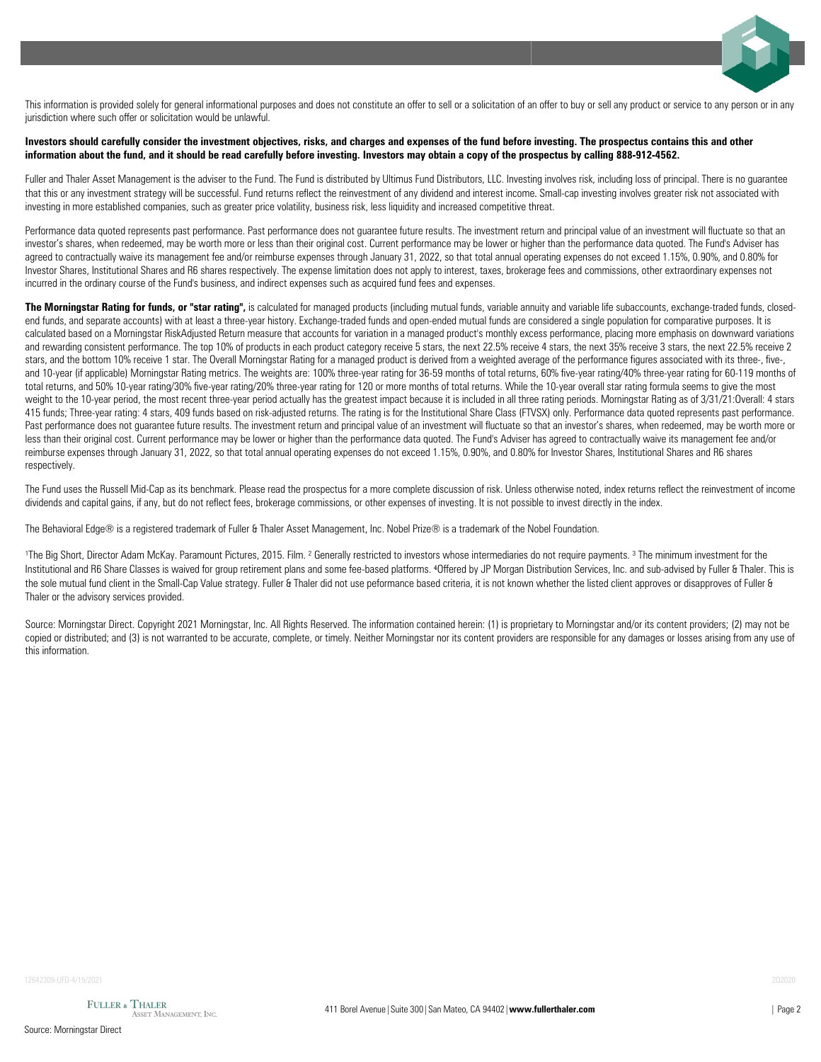This information is provided solely for general informational purposes and does not constitute an offer to sell or a solicitation of an offer to buy or sell any product or service to any person or in any jurisdiction where such offer or solicitation would be unlawful.

**Investors should carefully consider the investment objectives, risks, and charges and expenses of the fund before investing. The prospectus contains this and other information about the fund, and it should be read carefully before investing. Investors may obtain a copy of the prospectus by calling 888-912-4562.**

Fuller and Thaler Asset Management is the adviser to the Fund. The Fund is distributed by Ultimus Fund Distributors, LLC. Investing involves risk, including loss of principal. There is no guarantee that this or any investment strategy will be successful. Fund returns reflect the reinvestment of any dividend and interest income. Small-cap investing involves greater risk not associated with investing in more established companies, such as greater price volatility, business risk, less liquidity and increased competitive threat.

Performance data quoted represents past performance. Past performance does not guarantee future results. The investment return and principal value of an investment will fluctuate so that an investor's shares, when redeemed, may be worth more or less than their original cost. Current performance may be lower or higher than the performance data quoted. The Fund's Adviser has agreed to contractually waive its management fee and/or reimburse expenses through January 31, 2022, so that total annual operating expenses do not exceed 1.15%, 0.90%, and 0.80% for Investor Shares, Institutional Shares and R6 shares respectively. The expense limitation does not apply to interest, taxes, brokerage fees and commissions, other extraordinary expenses not incurred in the ordinary course of the Fund's business, and indirect expenses such as acquired fund fees and expenses.

**The Morningstar Rating for funds, or "star rating",** is calculated for managed products (including mutual funds, variable annuity and variable life subaccounts, exchange-traded funds, closed-end funds, and separate accounts) with at least a three-year history. Exchange-traded funds and open-ended mutual funds are considered a single population for comparative purposes. It is calculated based on a Morningstar RiskAdjusted Return measure that accounts for variation in a managed product's monthly excess performance, placing more emphasis on downward variations and rewarding consistent performance. The top 10% of products in each product category receive 5 stars, the next 22.5% receive 4 stars, the next 35% receive 3 stars, the next 22.5% receive 2 stars, and the bottom 10% receive 1 star. The Overall Morningstar Rating for a managed product is derived from a weighted average of the performance figures associated with its three-, five-, and 10-year (if applicable) Morningstar Rating metrics. The weights are: 100% three-year rating for 36-59 months of total returns, 60% five-year rating/40% three-year rating for 60-119 months of total returns, and 50% 10-year rating/30% five-year rating/20% three-year rating for 120 or more months of total returns. While the 10-year overall star rating formula seems to give the most weight to the 10-year period, the most recent three-year period actually has the greatest impact because it is included in all three rating periods. Morningstar Rating as of 3/31/21:Overall: 4 stars 415 funds; Three-year rating: 4 stars, 409 funds based on risk-adjusted returns. The rating is for the Institutional Share Class (FTVSX) only. Performance data quoted represents past performance. Past performance does not guarantee future results. The investment return and principal value of an investment will fluctuate so that an investor's shares, when redeemed, may be worth more or less than their original cost. Current performance may be lower or higher than the performance data quoted. The Fund's Adviser has agreed to contractually waive its management fee and/or reimburse expenses through January 31, 2022, so that total annual operating expenses do not exceed 1.15%, 0.90%, and 0.80% for Investor Shares, Institutional Shares and R6 shares respectively.

The Fund uses the Russell Mid-Cap as its benchmark. Please read the prospectus for a more complete discussion of risk. Unless otherwise noted, index returns reflect the reinvestment of income dividends and capital gains, if any, but do not reflect fees, brokerage commissions, or other expenses of investing. It is not possible to invest directly in the index.

The Behavioral Edge® is a registered trademark of Fuller & Thaler Asset Management, Inc. Nobel Prize® is a trademark of the Nobel Foundation.

[1]The Big Short, Director Adam McKay. Paramount Pictures, 2015. Film. [2] Generally restricted to investors whose intermediaries do not require payments. [3] The minimum investment for the Institutional and R6 Share Classes is waived for group retirement plans and some fee-based platforms. [4]Offered by JP Morgan Distribution Services, Inc. and sub-advised by Fuller & Thaler. This is the sole mutual fund client in the Small-Cap Value strategy. Fuller & Thaler did not use peformance based criteria, it is not known whether the listed client approves or disapproves of Fuller & Thaler or the advisory services provided.

Source: Morningstar Direct. Copyright 2021 Morningstar, Inc. All Rights Reserved. The information contained herein: (1) is proprietary to Morningstar and/or its content providers; (2) may not be copied or distributed; and (3) is not warranted to be accurate, complete, or timely. Neither Morningstar nor its content providers are responsible for any damages or losses arising from any use of this information.

12642309-UFD-4/15/2021

2Q2020

Source: Morningstar Direct